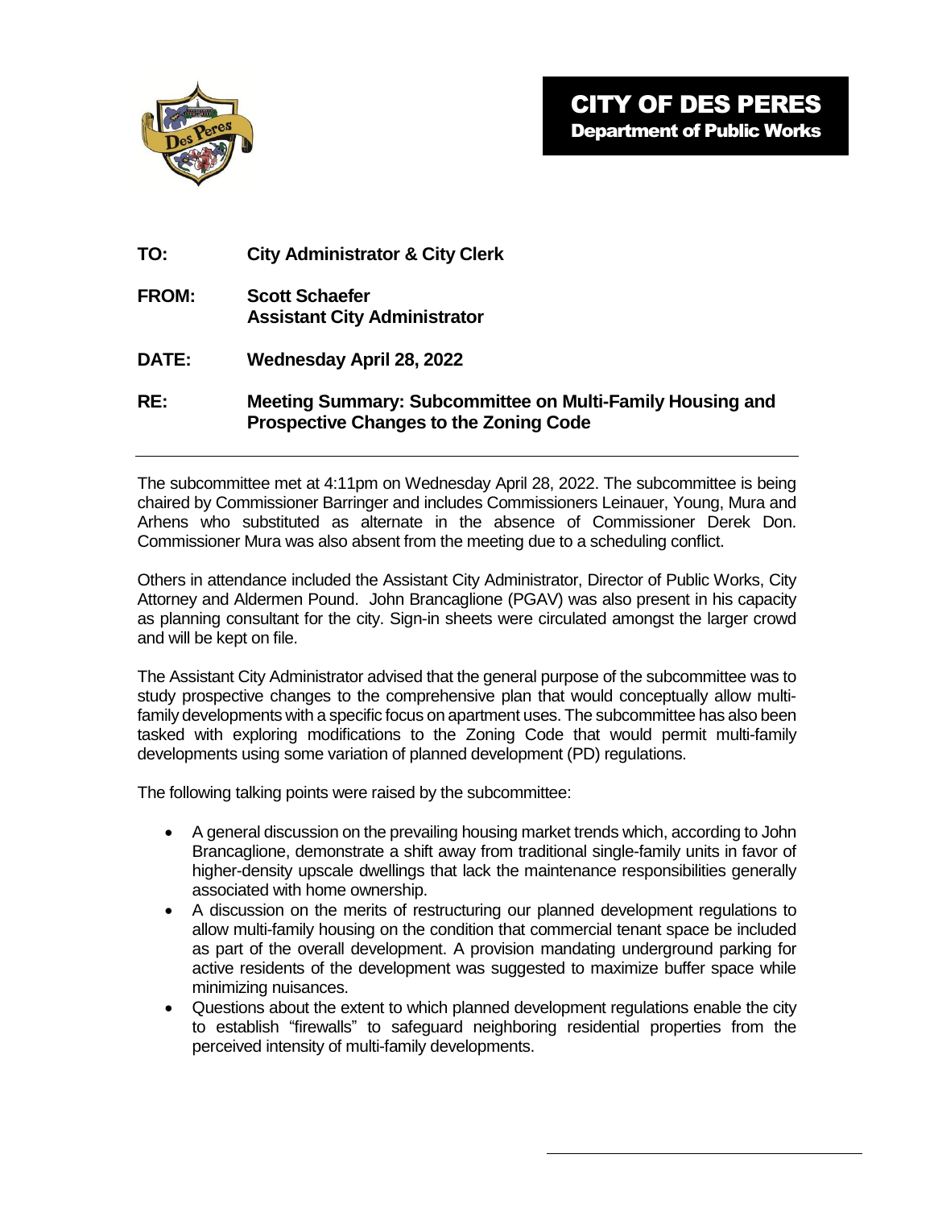# CITY OF DES PERES
## Department of Public Works

**TO:** **City Administrator & City Clerk**

**FROM:** **Scott Schaefer**
**Assistant City Administrator**

**DATE:** **Wednesday April 28, 2022**

**RE:** **Meeting Summary: Subcommittee on Multi-Family Housing and Prospective Changes to the Zoning Code**

---

The subcommittee met at 4:11pm on Wednesday April 28, 2022. The subcommittee is being chaired by Commissioner Barringer and includes Commissioners Leinauer, Young, Mura and Arhens who substituted as alternate in the absence of Commissioner Derek Don. Commissioner Mura was also absent from the meeting due to a scheduling conflict.

Others in attendance included the Assistant City Administrator, Director of Public Works, City Attorney and Aldermen Pound. John Brancaglione (PGAV) was also present in his capacity as planning consultant for the city. Sign-in sheets were circulated amongst the larger crowd and will be kept on file.

The Assistant City Administrator advised that the general purpose of the subcommittee was to study prospective changes to the comprehensive plan that would conceptually allow multi-family developments with a specific focus on apartment uses. The subcommittee has also been tasked with exploring modifications to the Zoning Code that would permit multi-family developments using some variation of planned development (PD) regulations.

The following talking points were raised by the subcommittee:

- A general discussion on the prevailing housing market trends which, according to John Brancaglione, demonstrate a shift away from traditional single-family units in favor of higher-density upscale dwellings that lack the maintenance responsibilities generally associated with home ownership.
- A discussion on the merits of restructuring our planned development regulations to allow multi-family housing on the condition that commercial tenant space be included as part of the overall development. A provision mandating underground parking for active residents of the development was suggested to maximize buffer space while minimizing nuisances.
- Questions about the extent to which planned development regulations enable the city to establish "firewalls" to safeguard neighboring residential properties from the perceived intensity of multi-family developments.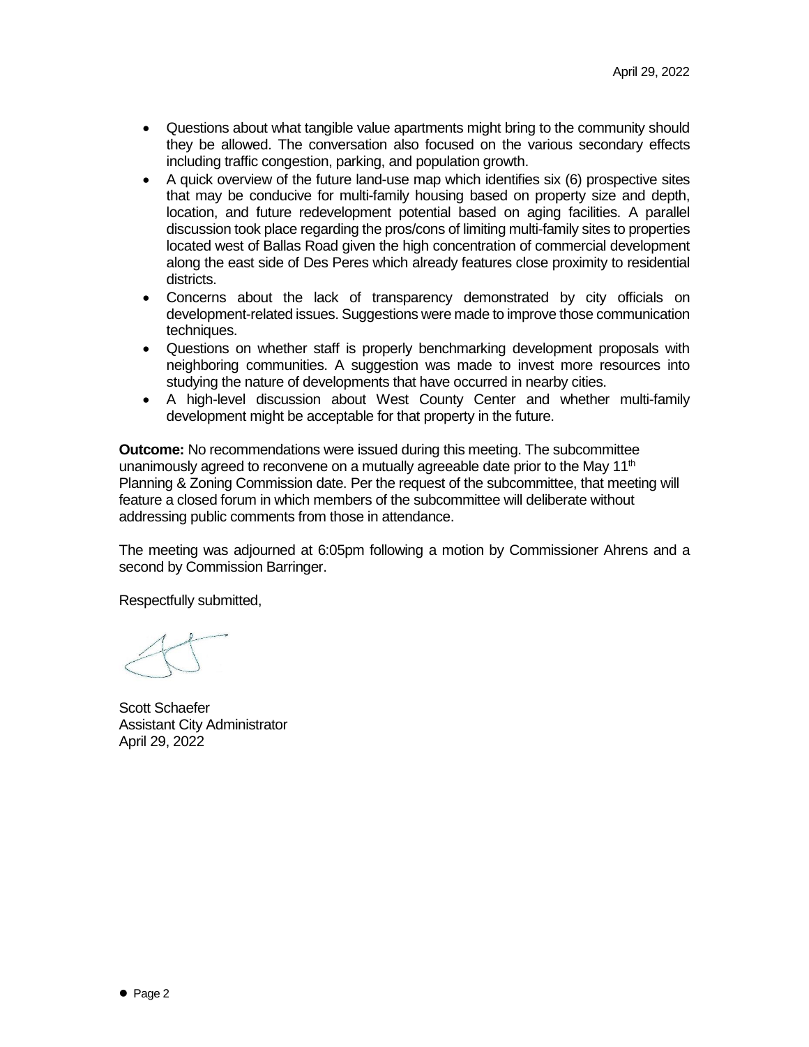- Questions about what tangible value apartments might bring to the community should they be allowed. The conversation also focused on the various secondary effects including traffic congestion, parking, and population growth.
- A quick overview of the future land-use map which identifies six (6) prospective sites that may be conducive for multi-family housing based on property size and depth, location, and future redevelopment potential based on aging facilities. A parallel discussion took place regarding the pros/cons of limiting multi-family sites to properties located west of Ballas Road given the high concentration of commercial development along the east side of Des Peres which already features close proximity to residential districts.
- Concerns about the lack of transparency demonstrated by city officials on development-related issues. Suggestions were made to improve those communication techniques.
- Questions on whether staff is properly benchmarking development proposals with neighboring communities. A suggestion was made to invest more resources into studying the nature of developments that have occurred in nearby cities.
- A high-level discussion about West County Center and whether multi-family development might be acceptable for that property in the future.

**Outcome:** No recommendations were issued during this meeting. The subcommittee unanimously agreed to reconvene on a mutually agreeable date prior to the May 11th Planning & Zoning Commission date. Per the request of the subcommittee, that meeting will feature a closed forum in which members of the subcommittee will deliberate without addressing public comments from those in attendance.

The meeting was adjourned at 6:05pm following a motion by Commissioner Ahrens and a second by Commission Barringer.

Respectfully submitted,

Scott Schaefer
Assistant City Administrator
April 29, 2022